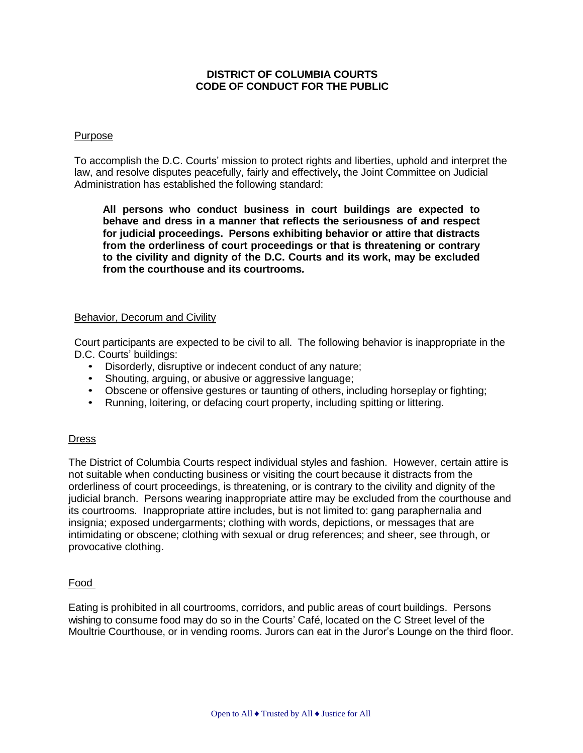# DISTRICT OF COLUMBIA COURTS
# CODE OF CONDUCT FOR THE PUBLIC

## Purpose

To accomplish the D.C. Courts' mission to protect rights and liberties, uphold and interpret the law, and resolve disputes peacefully, fairly and effectively**,** the Joint Committee on Judicial Administration has established the following standard:

> **All persons who conduct business in court buildings are expected to behave and dress in a manner that reflects the seriousness of and respect for judicial proceedings. Persons exhibiting behavior or attire that distracts from the orderliness of court proceedings or that is threatening or contrary to the civility and dignity of the D.C. Courts and its work, may be excluded from the courthouse and its courtrooms*.***

## Behavior, Decorum and Civility

Court participants are expected to be civil to all. The following behavior is inappropriate in the D.C. Courts' buildings:

- Disorderly, disruptive or indecent conduct of any nature;
- Shouting, arguing, or abusive or aggressive language;
- Obscene or offensive gestures or taunting of others, including horseplay or fighting;
- Running, loitering, or defacing court property, including spitting or littering.

## Dress

The District of Columbia Courts respect individual styles and fashion. However, certain attire is not suitable when conducting business or visiting the court because it distracts from the orderliness of court proceedings, is threatening, or is contrary to the civility and dignity of the judicial branch. Persons wearing inappropriate attire may be excluded from the courthouse and its courtrooms. Inappropriate attire includes, but is not limited to: gang paraphernalia and insignia; exposed undergarments; clothing with words, depictions, or messages that are intimidating or obscene; clothing with sexual or drug references; and sheer, see through, or provocative clothing.

## Food

Eating is prohibited in all courtrooms, corridors, and public areas of court buildings. Persons wishing to consume food may do so in the Courts' Café, located on the C Street level of the Moultrie Courthouse, or in vending rooms. Jurors can eat in the Juror's Lounge on the third floor.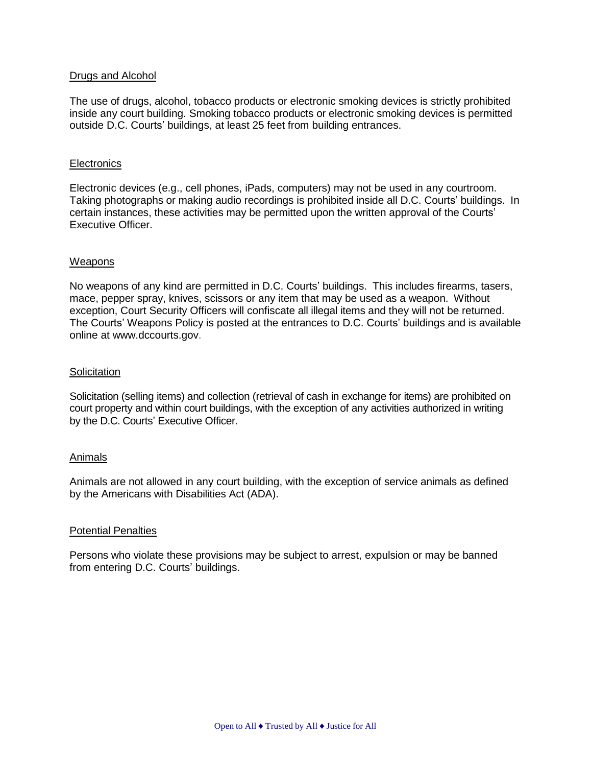## Drugs and Alcohol

The use of drugs, alcohol, tobacco products or electronic smoking devices is strictly prohibited inside any court building. Smoking tobacco products or electronic smoking devices is permitted outside D.C. Courts' buildings, at least 25 feet from building entrances.

## Electronics

Electronic devices (e.g., cell phones, iPads, computers) may not be used in any courtroom. Taking photographs or making audio recordings is prohibited inside all D.C. Courts' buildings. In certain instances, these activities may be permitted upon the written approval of the Courts' Executive Officer.

## Weapons

No weapons of any kind are permitted in D.C. Courts' buildings. This includes firearms, tasers, mace, pepper spray, knives, scissors or any item that may be used as a weapon. Without exception, Court Security Officers will confiscate all illegal items and they will not be returned. The Courts' Weapons Policy is posted at the entrances to D.C. Courts' buildings and is available online at www.dccourts.gov.

## Solicitation

Solicitation (selling items) and collection (retrieval of cash in exchange for items) are prohibited on court property and within court buildings, with the exception of any activities authorized in writing by the D.C. Courts' Executive Officer.

## Animals

Animals are not allowed in any court building, with the exception of service animals as defined by the Americans with Disabilities Act (ADA).

## Potential Penalties

Persons who violate these provisions may be subject to arrest, expulsion or may be banned from entering D.C. Courts' buildings.